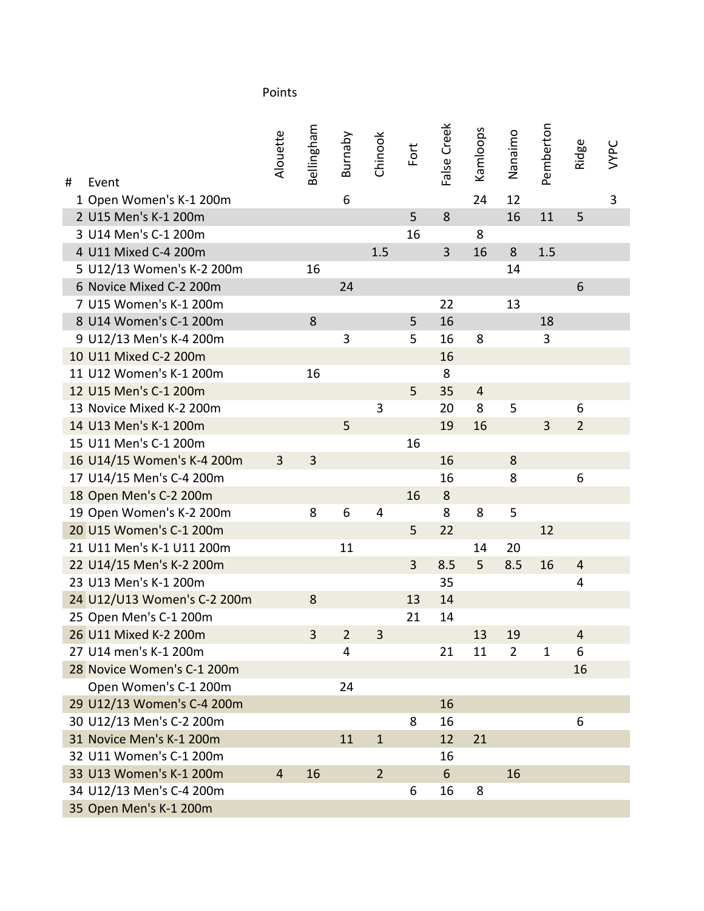Points

| # | Event | Alouette | Bellingham | Burnaby | Chinook | Fort | False Creek | Kamloops | Nanaimo | Pemberton | Ridge | VYPC |
|---|---|---|---|---|---|---|---|---|---|---|---|---|
| 1 | Open Women's K-1 200m | | | 6 | | | | 24 | 12 | | | 3 |
| 2 | U15 Men's K-1 200m | | | | | 5 | 8 | | 16 | 11 | 5 | |
| 3 | U14 Men's C-1 200m | | | | | 16 | | 8 | | | | |
| 4 | U11 Mixed C-4 200m | | | | 1.5 | | 3 | 16 | 8 | 1.5 | | |
| 5 | U12/13 Women's K-2 200m | | 16 | | | | | | 14 | | | |
| 6 | Novice Mixed C-2 200m | | | 24 | | | | | | | 6 | |
| 7 | U15 Women's K-1 200m | | | | | | 22 | | 13 | | | |
| 8 | U14 Women's C-1 200m | | 8 | | | 5 | 16 | | | 18 | | |
| 9 | U12/13 Men's K-4 200m | | | 3 | | 5 | 16 | 8 | | 3 | | |
| 10 | U11 Mixed C-2 200m | | | | | | 16 | | | | | |
| 11 | U12 Women's K-1 200m | | 16 | | | | 8 | | | | | |
| 12 | U15 Men's C-1 200m | | | | | 5 | 35 | 4 | | | | |
| 13 | Novice Mixed K-2 200m | | | | 3 | | 20 | 8 | 5 | | 6 | |
| 14 | U13 Men's K-1 200m | | | 5 | | | 19 | 16 | | 3 | 2 | |
| 15 | U11 Men's C-1 200m | | | | | 16 | | | | | | |
| 16 | U14/15 Women's K-4 200m | 3 | 3 | | | | 16 | | 8 | | | |
| 17 | U14/15 Men's C-4 200m | | | | | | 16 | | 8 | | 6 | |
| 18 | Open Men's C-2 200m | | | | | 16 | 8 | | | | | |
| 19 | Open Women's K-2 200m | | 8 | 6 | 4 | | 8 | 8 | 5 | | | |
| 20 | U15 Women's C-1 200m | | | | | 5 | 22 | | | 12 | | |
| 21 | U11 Men's K-1 U11 200m | | | 11 | | | | 14 | 20 | | | |
| 22 | U14/15 Men's K-2 200m | | | | | 3 | 8.5 | 5 | 8.5 | 16 | 4 | |
| 23 | U13 Men's K-1 200m | | | | | | 35 | | | | 4 | |
| 24 | U12/U13 Women's C-2 200m | | 8 | | | 13 | 14 | | | | | |
| 25 | Open Men's C-1 200m | | | | | 21 | 14 | | | | | |
| 26 | U11 Mixed K-2 200m | | 3 | 2 | 3 | | | 13 | 19 | | 4 | |
| 27 | U14 men's K-1 200m | | | 4 | | | 21 | 11 | 2 | 1 | 6 | |
| 28 | Novice Women's C-1 200m | | | | | | | | | | 16 | |
| | Open Women's C-1 200m | | | 24 | | | | | | | | |
| 29 | U12/13 Women's C-4 200m | | | | | | 16 | | | | | |
| 30 | U12/13 Men's C-2 200m | | | | | 8 | 16 | | | | 6 | |
| 31 | Novice Men's K-1 200m | | | 11 | 1 | | 12 | 21 | | | | |
| 32 | U11 Women's C-1 200m | | | | | | 16 | | | | | |
| 33 | U13 Women's K-1 200m | 4 | 16 | | 2 | | 6 | | 16 | | | |
| 34 | U12/13 Men's C-4 200m | | | | | 6 | 16 | 8 | | | | |
| 35 | Open Men's K-1 200m | | | | | | | | | | | |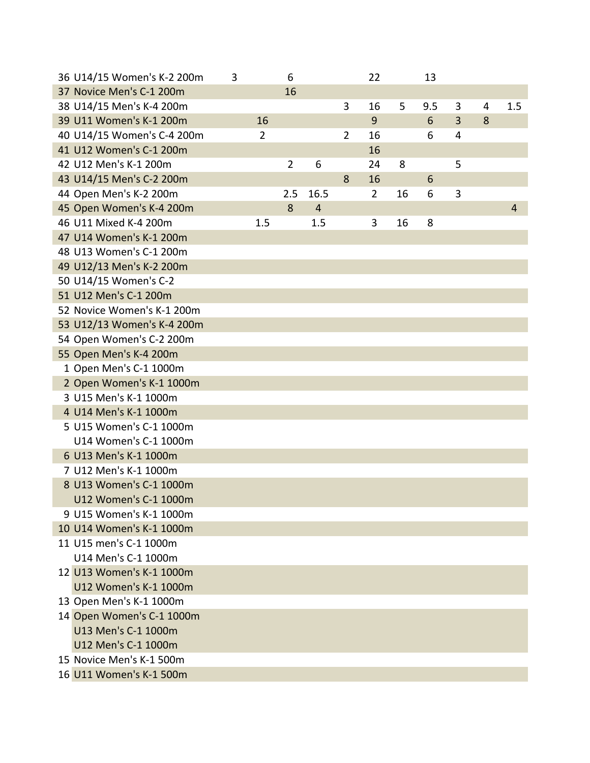| | | | | | | | | | | | | |
|---|---|---|---|---|---|---|---|---|---|---|---|---|
| 36 | U14/15 Women's K-2 200m | 3 | | 6 | | | 22 | | 13 | | | |
| 37 | Novice Men's C-1 200m | | | 16 | | | | | | | | |
| 38 | U14/15 Men's K-4 200m | | | | | 3 | 16 | 5 | 9.5 | 3 | 4 | 1.5 |
| 39 | U11 Women's K-1 200m | | 16 | | | | 9 | | 6 | 3 | 8 | |
| 40 | U14/15 Women's C-4 200m | | 2 | | | 2 | 16 | | 6 | 4 | | |
| 41 | U12 Women's C-1 200m | | | | | | 16 | | | | | |
| 42 | U12 Men's K-1 200m | | | 2 | 6 | | 24 | 8 | | 5 | | |
| 43 | U14/15 Men's C-2 200m | | | | | 8 | 16 | | 6 | | | |
| 44 | Open Men's K-2 200m | | | 2.5 | 16.5 | | 2 | 16 | 6 | 3 | | |
| 45 | Open Women's K-4 200m | | | 8 | 4 | | | | | | | 4 |
| 46 | U11 Mixed K-4 200m | | 1.5 | | 1.5 | | 3 | 16 | 8 | | | |
| 47 | U14 Women's K-1 200m | | | | | | | | | | | |
| 48 | U13 Women's C-1 200m | | | | | | | | | | | |
| 49 | U12/13 Men's K-2 200m | | | | | | | | | | | |
| 50 | U14/15 Women's C-2 | | | | | | | | | | | |
| 51 | U12 Men's C-1 200m | | | | | | | | | | | |
| 52 | Novice Women's K-1 200m | | | | | | | | | | | |
| 53 | U12/13 Women's K-4 200m | | | | | | | | | | | |
| 54 | Open Women's C-2 200m | | | | | | | | | | | |
| 55 | Open Men's K-4 200m | | | | | | | | | | | |
| 1 | Open Men's C-1 1000m | | | | | | | | | | | |
| 2 | Open Women's K-1 1000m | | | | | | | | | | | |
| 3 | U15 Men's K-1 1000m | | | | | | | | | | | |
| 4 | U14 Men's K-1 1000m | | | | | | | | | | | |
| 5 | U15 Women's C-1 1000m | | | | | | | | | | | |
| | U14 Women's C-1 1000m | | | | | | | | | | | |
| 6 | U13 Men's K-1 1000m | | | | | | | | | | | |
| 7 | U12 Men's K-1 1000m | | | | | | | | | | | |
| 8 | U13 Women's C-1 1000m | | | | | | | | | | | |
| | U12 Women's C-1 1000m | | | | | | | | | | | |
| 9 | U15 Women's K-1 1000m | | | | | | | | | | | |
| 10 | U14 Women's K-1 1000m | | | | | | | | | | | |
| 11 | U15 men's C-1 1000m | | | | | | | | | | | |
| | U14 Men's C-1 1000m | | | | | | | | | | | |
| 12 | U13 Women's K-1 1000m | | | | | | | | | | | |
| | U12 Women's K-1 1000m | | | | | | | | | | | |
| 13 | Open Men's K-1 1000m | | | | | | | | | | | |
| 14 | Open Women's C-1 1000m | | | | | | | | | | | |
| | U13 Men's C-1 1000m | | | | | | | | | | | |
| | U12 Men's C-1 1000m | | | | | | | | | | | |
| 15 | Novice Men's K-1 500m | | | | | | | | | | | |
| 16 | U11 Women's K-1 500m | | | | | | | | | | | |